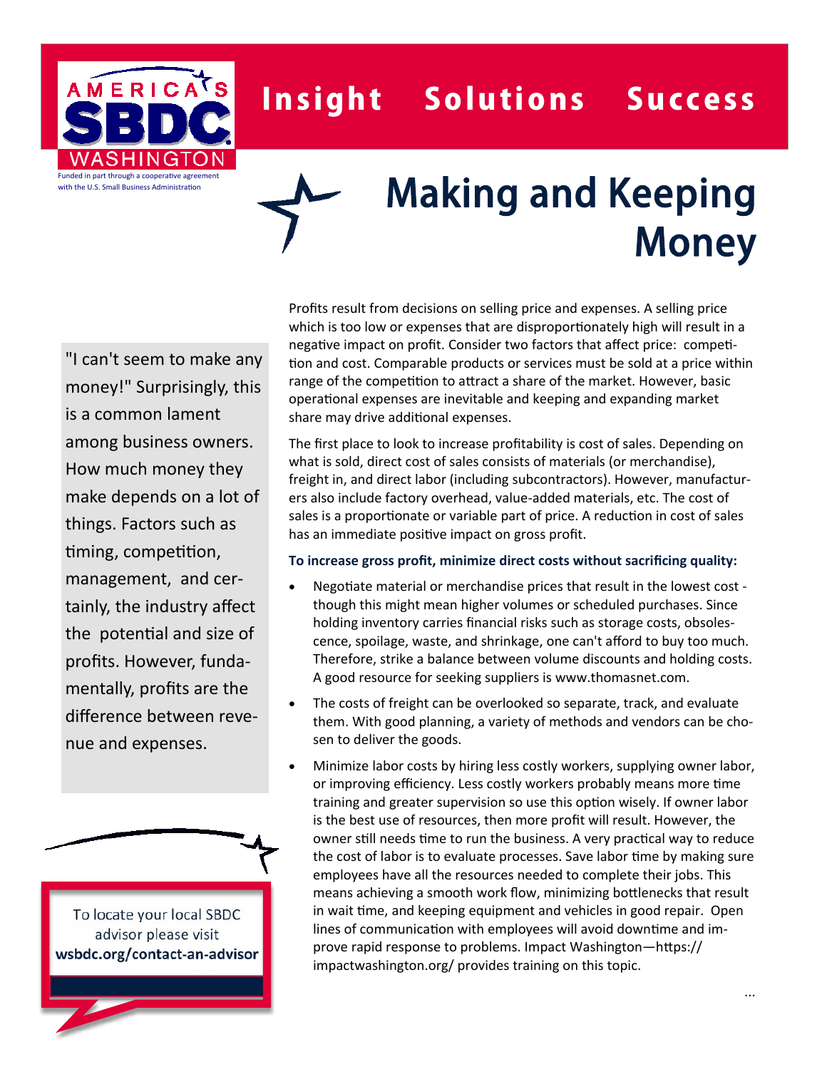AMERICA'S SBDC WASHINGTON

Funded in part through a cooperative agreement with the U.S. Small Business Administration

**Insight Solutions Success**

# Making and Keeping Money

"I can't seem to make any money!" Surprisingly, this is a common lament among business owners. How much money they make depends on a lot of things. Factors such as timing, competition, management, and certainly, the industry affect the potential and size of profits. However, fundamentally, profits are the difference between revenue and expenses.

To locate your local SBDC advisor please visit **wsbdc.org/contact-an-advisor**

Profits result from decisions on selling price and expenses. A selling price which is too low or expenses that are disproportionately high will result in a negative impact on profit. Consider two factors that affect price: competition and cost. Comparable products or services must be sold at a price within range of the competition to attract a share of the market. However, basic operational expenses are inevitable and keeping and expanding market share may drive additional expenses.

The first place to look to increase profitability is cost of sales. Depending on what is sold, direct cost of sales consists of materials (or merchandise), freight in, and direct labor (including subcontractors). However, manufacturers also include factory overhead, value-added materials, etc. The cost of sales is a proportionate or variable part of price. A reduction in cost of sales has an immediate positive impact on gross profit.

**To increase gross profit, minimize direct costs without sacrificing quality:**

- Negotiate material or merchandise prices that result in the lowest cost - though this might mean higher volumes or scheduled purchases. Since holding inventory carries financial risks such as storage costs, obsolescence, spoilage, waste, and shrinkage, one can't afford to buy too much. Therefore, strike a balance between volume discounts and holding costs. A good resource for seeking suppliers is www.thomasnet.com.
- The costs of freight can be overlooked so separate, track, and evaluate them. With good planning, a variety of methods and vendors can be chosen to deliver the goods.
- Minimize labor costs by hiring less costly workers, supplying owner labor, or improving efficiency. Less costly workers probably means more time training and greater supervision so use this option wisely. If owner labor is the best use of resources, then more profit will result. However, the owner still needs time to run the business. A very practical way to reduce the cost of labor is to evaluate processes. Save labor time by making sure employees have all the resources needed to complete their jobs. This means achieving a smooth work flow, minimizing bottlenecks that result in wait time, and keeping equipment and vehicles in good repair. Open lines of communication with employees will avoid downtime and improve rapid response to problems. Impact Washington—https://impactwashington.org/ provides training on this topic.

...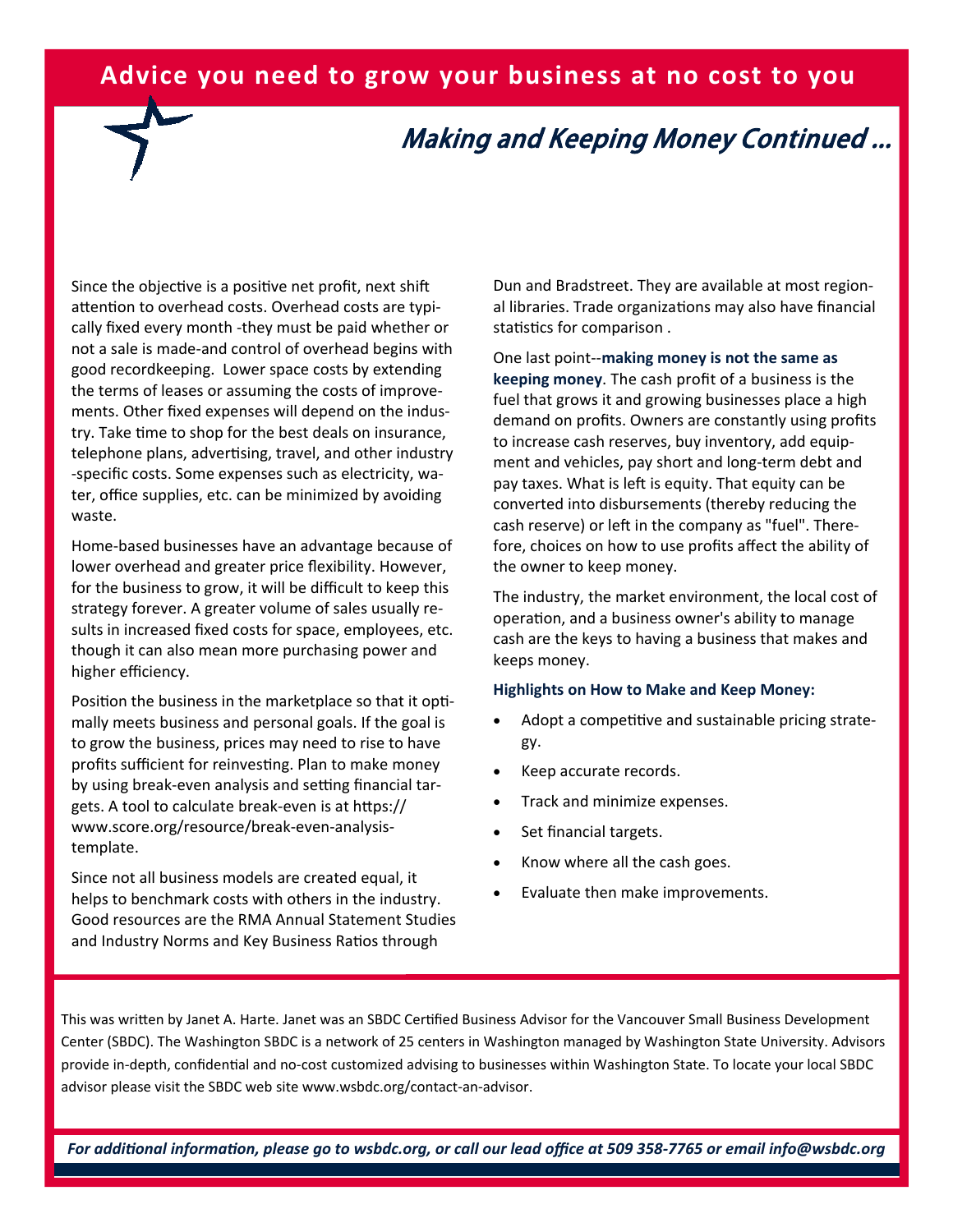# Advice you need to grow your business at no cost to you

## *Making and Keeping Money Continued ...*

Since the objective is a positive net profit, next shift attention to overhead costs. Overhead costs are typically fixed every month -they must be paid whether or not a sale is made-and control of overhead begins with good recordkeeping. Lower space costs by extending the terms of leases or assuming the costs of improvements. Other fixed expenses will depend on the industry. Take time to shop for the best deals on insurance, telephone plans, advertising, travel, and other industry -specific costs. Some expenses such as electricity, water, office supplies, etc. can be minimized by avoiding waste.

Home-based businesses have an advantage because of lower overhead and greater price flexibility. However, for the business to grow, it will be difficult to keep this strategy forever. A greater volume of sales usually results in increased fixed costs for space, employees, etc. though it can also mean more purchasing power and higher efficiency.

Position the business in the marketplace so that it optimally meets business and personal goals. If the goal is to grow the business, prices may need to rise to have profits sufficient for reinvesting. Plan to make money by using break-even analysis and setting financial targets. A tool to calculate break-even is at https://www.score.org/resource/break-even-analysis-template.

Since not all business models are created equal, it helps to benchmark costs with others in the industry. Good resources are the RMA Annual Statement Studies and Industry Norms and Key Business Ratios through Dun and Bradstreet. They are available at most regional libraries. Trade organizations may also have financial statistics for comparison .

One last point--**making money is not the same as keeping money**. The cash profit of a business is the fuel that grows it and growing businesses place a high demand on profits. Owners are constantly using profits to increase cash reserves, buy inventory, add equipment and vehicles, pay short and long-term debt and pay taxes. What is left is equity. That equity can be converted into disbursements (thereby reducing the cash reserve) or left in the company as "fuel". Therefore, choices on how to use profits affect the ability of the owner to keep money.

The industry, the market environment, the local cost of operation, and a business owner's ability to manage cash are the keys to having a business that makes and keeps money.

**Highlights on How to Make and Keep Money:**

- Adopt a competitive and sustainable pricing strategy.
- Keep accurate records.
- Track and minimize expenses.
- Set financial targets.
- Know where all the cash goes.
- Evaluate then make improvements.

This was written by Janet A. Harte. Janet was an SBDC Certified Business Advisor for the Vancouver Small Business Development Center (SBDC). The Washington SBDC is a network of 25 centers in Washington managed by Washington State University. Advisors provide in-depth, confidential and no-cost customized advising to businesses within Washington State. To locate your local SBDC advisor please visit the SBDC web site www.wsbdc.org/contact-an-advisor.

***For additional information, please go to wsbdc.org, or call our lead office at 509 358-7765 or email info@wsbdc.org***